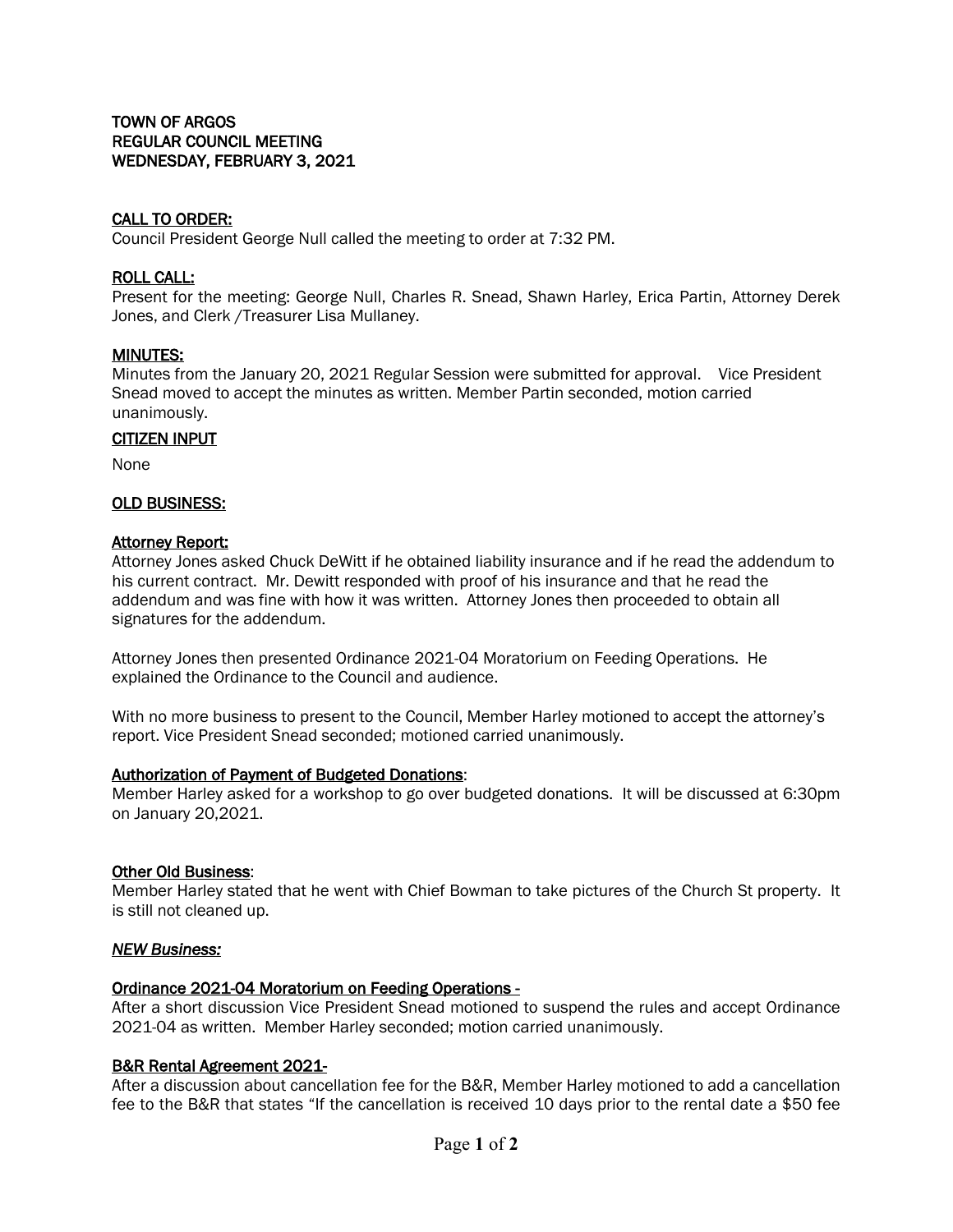**TOWN OF ARGOS**
**REGULAR COUNCIL MEETING**
**WEDNESDAY, FEBRUARY 3, 2021**

**CALL TO ORDER:**

Council President George Null called the meeting to order at 7:32 PM.

**ROLL CALL:**

Present for the meeting: George Null, Charles R. Snead, Shawn Harley, Erica Partin, Attorney Derek Jones, and Clerk /Treasurer Lisa Mullaney.

**MINUTES:**

Minutes from the January 20, 2021 Regular Session were submitted for approval. Vice President Snead moved to accept the minutes as written. Member Partin seconded, motion carried unanimously.

**CITIZEN INPUT**

None

**OLD BUSINESS:**

**Attorney Report:**

Attorney Jones asked Chuck DeWitt if he obtained liability insurance and if he read the addendum to his current contract. Mr. Dewitt responded with proof of his insurance and that he read the addendum and was fine with how it was written. Attorney Jones then proceeded to obtain all signatures for the addendum.

Attorney Jones then presented Ordinance 2021-04 Moratorium on Feeding Operations. He explained the Ordinance to the Council and audience.

With no more business to present to the Council, Member Harley motioned to accept the attorney's report. Vice President Snead seconded; motioned carried unanimously.

**Authorization of Payment of Budgeted Donations**:

Member Harley asked for a workshop to go over budgeted donations. It will be discussed at 6:30pm on January 20,2021.

**Other Old Business**:

Member Harley stated that he went with Chief Bowman to take pictures of the Church St property. It is still not cleaned up.

***NEW Business:***

**Ordinance 2021-04 Moratorium on Feeding Operations -**

After a short discussion Vice President Snead motioned to suspend the rules and accept Ordinance 2021-04 as written. Member Harley seconded; motion carried unanimously.

**B&R Rental Agreement 2021-**

After a discussion about cancellation fee for the B&R, Member Harley motioned to add a cancellation fee to the B&R that states "If the cancellation is received 10 days prior to the rental date a $50 fee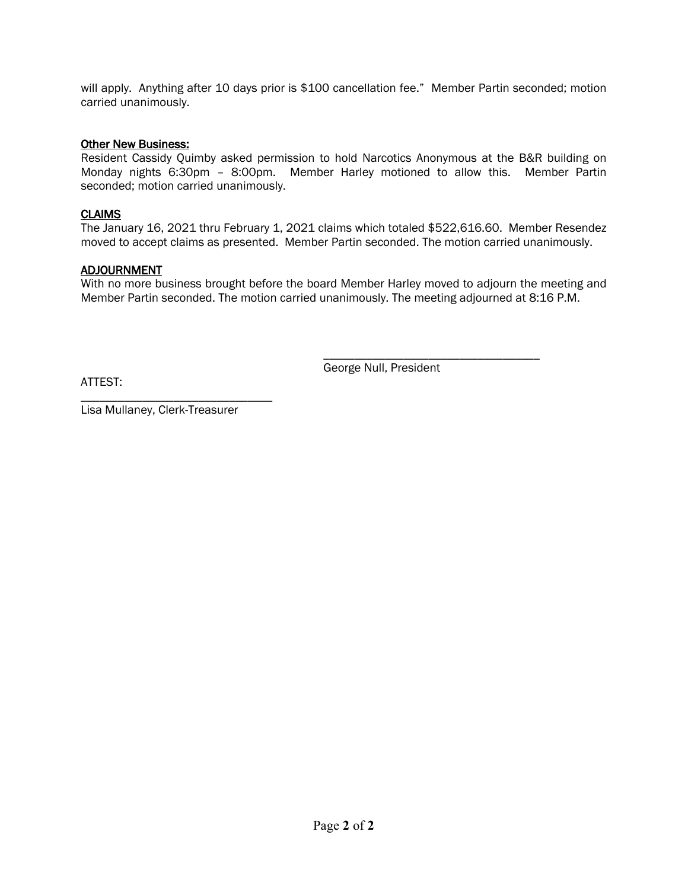will apply. Anything after 10 days prior is $100 cancellation fee." Member Partin seconded; motion carried unanimously.

**Other New Business:**

Resident Cassidy Quimby asked permission to hold Narcotics Anonymous at the B&R building on Monday nights 6:30pm – 8:00pm. Member Harley motioned to allow this. Member Partin seconded; motion carried unanimously.

**CLAIMS**

The January 16, 2021 thru February 1, 2021 claims which totaled $522,616.60. Member Resendez moved to accept claims as presented. Member Partin seconded. The motion carried unanimously.

**ADJOURNMENT**

With no more business brought before the board Member Harley moved to adjourn the meeting and Member Partin seconded. The motion carried unanimously. The meeting adjourned at 8:16 P.M.

\_\_\_\_\_\_\_\_\_\_\_\_\_\_\_\_\_\_\_\_\_\_\_\_\_\_\_\_\_\_\_\_\_\_\_

George Null, President

ATTEST:

\_\_\_\_\_\_\_\_\_\_\_\_\_\_\_\_\_\_\_\_\_\_\_\_\_\_\_\_\_\_\_

Lisa Mullaney, Clerk-Treasurer